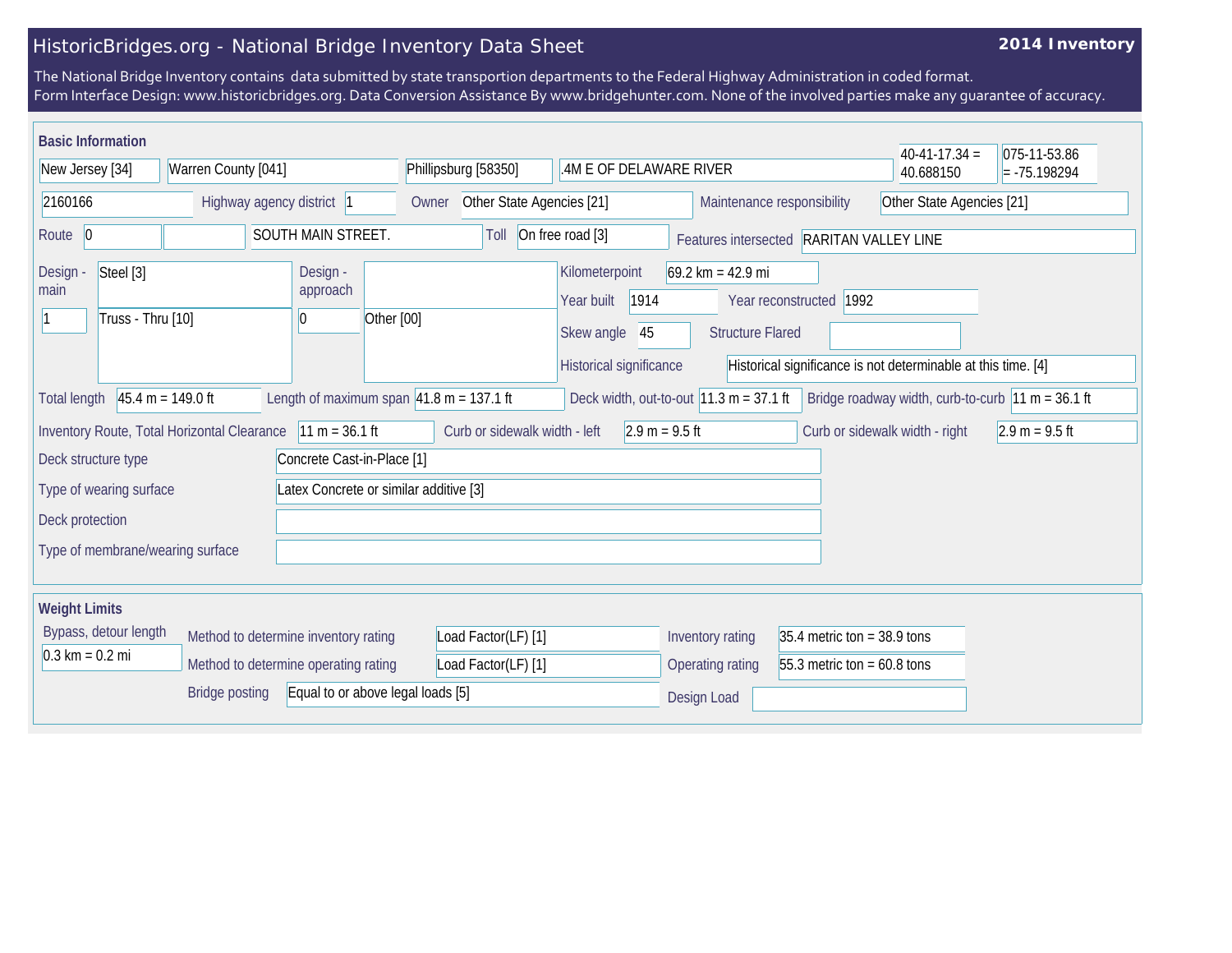# HistoricBridges.org - National Bridge Inventory Data Sheet

**2014 Inventory**

The National Bridge Inventory contains data submitted by state transportion departments to the Federal Highway Administration in coded format.
Form Interface Design: www.historicbridges.org. Data Conversion Assistance By www.bridgehunter.com. None of the involved parties make any guarantee of accuracy.

## Basic Information

| | |
|---|---|
| State | New Jersey [34] |
| County | Warren County [041] |
| Place | Phillipsburg [58350] |
| Location | .4M E OF DELAWARE RIVER |
| Latitude | 40-41-17.34 = 40.688150 |
| Longitude | 075-11-53.86 = -75.198294 |
| Structure Number | 2160166 |
| Highway agency district | 1 |
| Owner | Other State Agencies [21] |
| Maintenance responsibility | Other State Agencies [21] |
| Route | 0 |
| Facility carried | SOUTH MAIN STREET. |
| Toll | On free road [3] |
| Features intersected | RARITAN VALLEY LINE |
| Design - main | Steel [3] |
| | 1 — Truss - Thru [10] |
| Design - approach | |
| | 0 — Other [00] |
| Kilometerpoint | 69.2 km = 42.9 mi |
| Year built | 1914 |
| Year reconstructed | 1992 |
| Skew angle | 45 |
| Structure Flared | |
| Historical significance | Historical significance is not determinable at this time. [4] |
| Total length | 45.4 m = 149.0 ft |
| Length of maximum span | 41.8 m = 137.1 ft |
| Deck width, out-to-out | 11.3 m = 37.1 ft |
| Bridge roadway width, curb-to-curb | 11 m = 36.1 ft |
| Inventory Route, Total Horizontal Clearance | 11 m = 36.1 ft |
| Curb or sidewalk width - left | 2.9 m = 9.5 ft |
| Curb or sidewalk width - right | 2.9 m = 9.5 ft |
| Deck structure type | Concrete Cast-in-Place [1] |
| Type of wearing surface | Latex Concrete or similar additive [3] |
| Deck protection | |
| Type of membrane/wearing surface | |

## Weight Limits

| | |
|---|---|
| Bypass, detour length | 0.3 km = 0.2 mi |
| Method to determine inventory rating | Load Factor(LF) [1] |
| Method to determine operating rating | Load Factor(LF) [1] |
| Bridge posting | Equal to or above legal loads [5] |
| Inventory rating | 35.4 metric ton = 38.9 tons |
| Operating rating | 55.3 metric ton = 60.8 tons |
| Design Load | |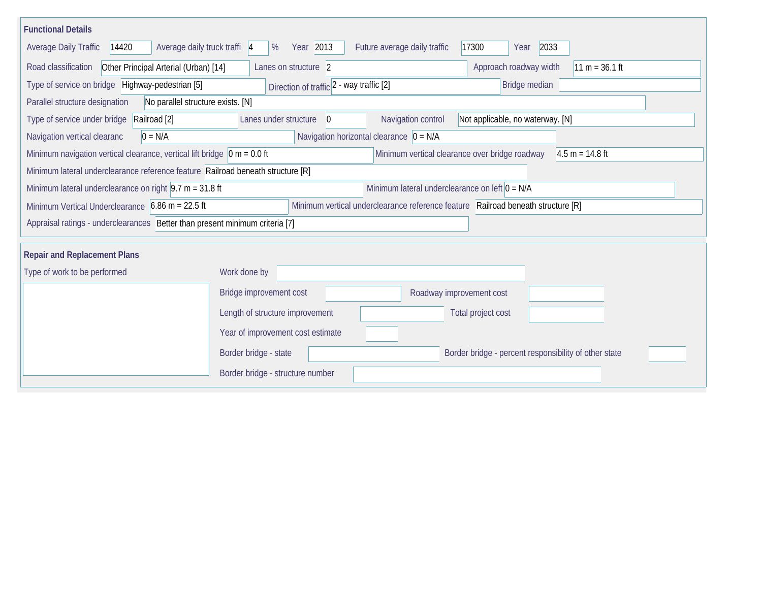## Functional Details

| Field | Value |
|---|---|
| Average Daily Traffic | 14420 |
| Average daily truck traffi | 4 % |
| Year | 2013 |
| Future average daily traffic | 17300 |
| Year | 2033 |
| Road classification | Other Principal Arterial (Urban) [14] |
| Lanes on structure | 2 |
| Approach roadway width | 11 m = 36.1 ft |
| Type of service on bridge | Highway-pedestrian [5] |
| Direction of traffic | 2 - way traffic [2] |
| Bridge median | |
| Parallel structure designation | No parallel structure exists. [N] |
| Type of service under bridge | Railroad [2] |
| Lanes under structure | 0 |
| Navigation control | Not applicable, no waterway. [N] |
| Navigation vertical clearanc | 0 = N/A |
| Navigation horizontal clearance | 0 = N/A |
| Minimum navigation vertical clearance, vertical lift bridge | 0 m = 0.0 ft |
| Minimum vertical clearance over bridge roadway | 4.5 m = 14.8 ft |
| Minimum lateral underclearance reference feature | Railroad beneath structure [R] |
| Minimum lateral underclearance on right | 9.7 m = 31.8 ft |
| Minimum lateral underclearance on left | 0 = N/A |
| Minimum Vertical Underclearance | 6.86 m = 22.5 ft |
| Minimum vertical underclearance reference feature | Railroad beneath structure [R] |
| Appraisal ratings - underclearances | Better than present minimum criteria [7] |

## Repair and Replacement Plans

| Field | Value |
|---|---|
| Type of work to be performed | |
| Work done by | |
| Bridge improvement cost | |
| Roadway improvement cost | |
| Length of structure improvement | |
| Total project cost | |
| Year of improvement cost estimate | |
| Border bridge - state | |
| Border bridge - percent responsibility of other state | |
| Border bridge - structure number | |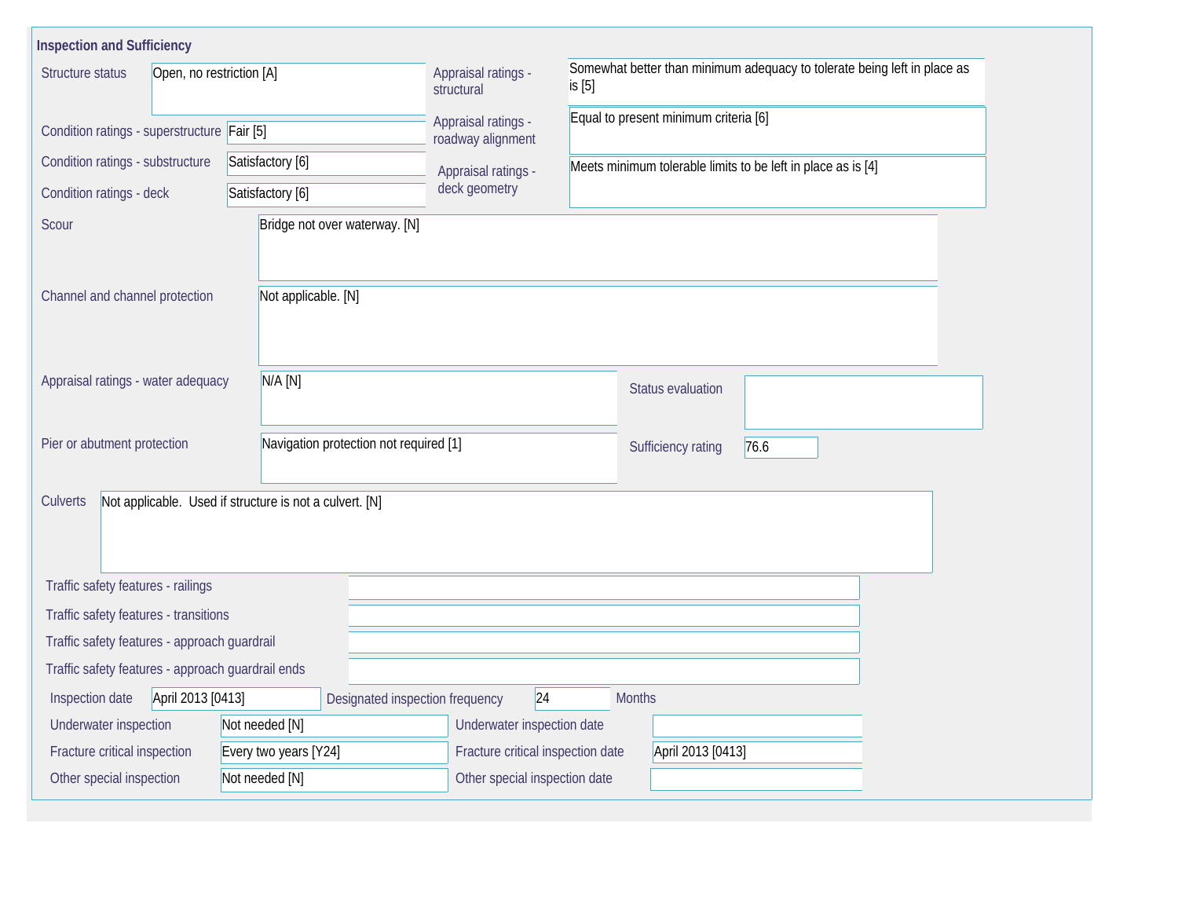## Inspection and Sufficiency

| Field | Value |
|---|---|
| Structure status | Open, no restriction [A] |
| Condition ratings - superstructure | Fair [5] |
| Condition ratings - substructure | Satisfactory [6] |
| Condition ratings - deck | Satisfactory [6] |
| Appraisal ratings - structural | Somewhat better than minimum adequacy to tolerate being left in place as is [5] |
| Appraisal ratings - roadway alignment | Equal to present minimum criteria [6] |
| Appraisal ratings - deck geometry | Meets minimum tolerable limits to be left in place as is [4] |
| Scour | Bridge not over waterway. [N] |
| Channel and channel protection | Not applicable. [N] |
| Appraisal ratings - water adequacy | N/A [N] |
| Pier or abutment protection | Navigation protection not required [1] |
| Status evaluation | |
| Sufficiency rating | 76.6 |
| Culverts | Not applicable.  Used if structure is not a culvert. [N] |
| Traffic safety features - railings | |
| Traffic safety features - transitions | |
| Traffic safety features - approach guardrail | |
| Traffic safety features - approach guardrail ends | |
| Inspection date | April 2013 [0413] |
| Designated inspection frequency | 24 Months |
| Underwater inspection | Not needed [N] |
| Underwater inspection date | |
| Fracture critical inspection | Every two years [Y24] |
| Fracture critical inspection date | April 2013 [0413] |
| Other special inspection | Not needed [N] |
| Other special inspection date | |